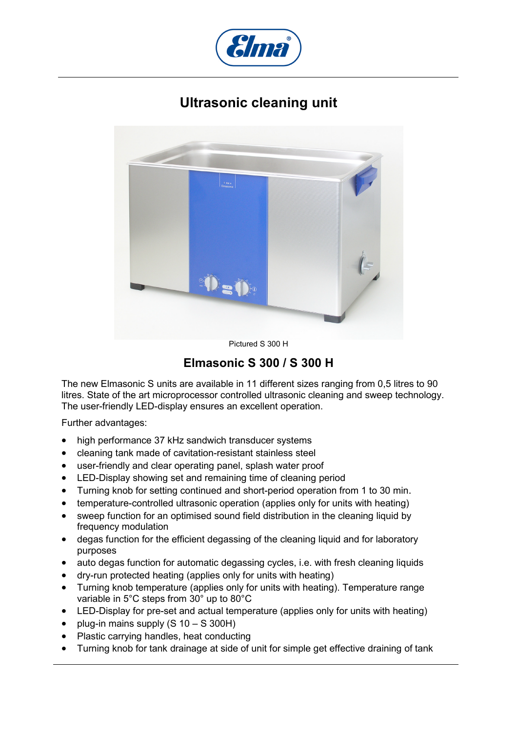# Ultrasonic cleaning unit

Pictured S 300 H

## Elmasonic S 300 / S 300 H

The new Elmasonic S units are available in 11 different sizes ranging from 0,5 litres to 90 litres. State of the art microprocessor controlled ultrasonic cleaning and sweep technology. The user-friendly LED-display ensures an excellent operation.

Further advantages:

- high performance 37 kHz sandwich transducer systems
- cleaning tank made of cavitation-resistant stainless steel
- user-friendly and clear operating panel, splash water proof
- LED-Display showing set and remaining time of cleaning period
- Turning knob for setting continued and short-period operation from 1 to 30 min.
- temperature-controlled ultrasonic operation (applies only for units with heating)
- sweep function for an optimised sound field distribution in the cleaning liquid by frequency modulation
- degas function for the efficient degassing of the cleaning liquid and for laboratory purposes
- auto degas function for automatic degassing cycles, i.e. with fresh cleaning liquids
- dry-run protected heating (applies only for units with heating)
- Turning knob temperature (applies only for units with heating). Temperature range variable in 5°C steps from 30° up to 80°C
- LED-Display for pre-set and actual temperature (applies only for units with heating)
- plug-in mains supply (S 10 – S 300H)
- Plastic carrying handles, heat conducting
- Turning knob for tank drainage at side of unit for simple get effective draining of tank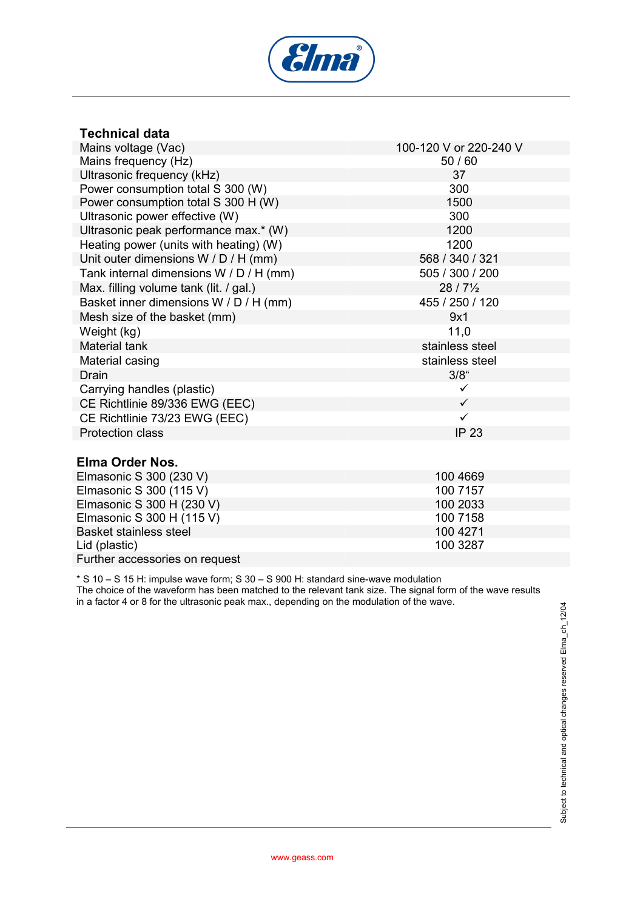## Technical data

| | |
|---|---|
| Mains voltage (Vac) | 100-120 V or 220-240 V |
| Mains frequency (Hz) | 50 / 60 |
| Ultrasonic frequency (kHz) | 37 |
| Power consumption total S 300 (W) | 300 |
| Power consumption total S 300 H (W) | 1500 |
| Ultrasonic power effective (W) | 300 |
| Ultrasonic peak performance max.* (W) | 1200 |
| Heating power (units with heating) (W) | 1200 |
| Unit outer dimensions W / D / H (mm) | 568 / 340 / 321 |
| Tank internal dimensions W / D / H (mm) | 505 / 300 / 200 |
| Max. filling volume tank (lit. / gal.) | 28 / 7½ |
| Basket inner dimensions W / D / H (mm) | 455 / 250 / 120 |
| Mesh size of the basket (mm) | 9x1 |
| Weight (kg) | 11,0 |
| Material tank | stainless steel |
| Material casing | stainless steel |
| Drain | 3/8“ |
| Carrying handles (plastic) | ✓ |
| CE Richtlinie 89/336 EWG (EEC) | ✓ |
| CE Richtlinie 73/23 EWG (EEC) | ✓ |
| Protection class | IP 23 |

## Elma Order Nos.

| | |
|---|---|
| Elmasonic S 300 (230 V) | 100 4669 |
| Elmasonic S 300 (115 V) | 100 7157 |
| Elmasonic S 300 H (230 V) | 100 2033 |
| Elmasonic S 300 H (115 V) | 100 7158 |
| Basket stainless steel | 100 4271 |
| Lid (plastic) | 100 3287 |
| Further accessories on request | |

\* S 10 – S 15 H: impulse wave form; S 30 – S 900 H: standard sine-wave modulation
The choice of the waveform has been matched to the relevant tank size. The signal form of the wave results in a factor 4 or 8 for the ultrasonic peak max., depending on the modulation of the wave.

Subject to technical and optical changes reserved Elma_ch_12/04